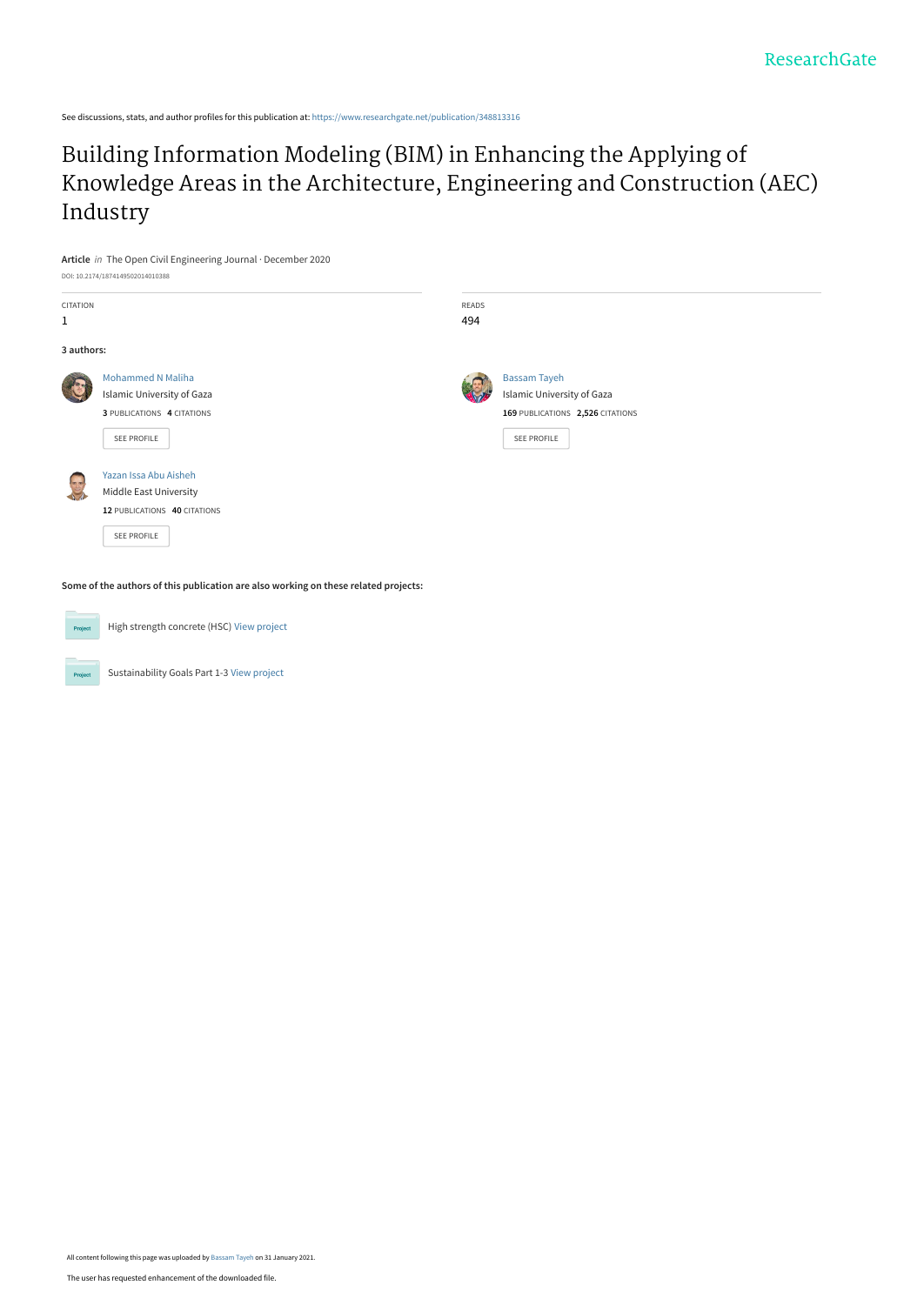ResearchGate

See discussions, stats, and author profiles for this publication at: https://www.researchgate.net/publication/348813316

# Building Information Modeling (BIM) in Enhancing the Applying of Knowledge Areas in the Architecture, Engineering and Construction (AEC) Industry

**Article** *in* The Open Civil Engineering Journal · December 2020

DOI: 10.2174/1874149502014010388

CITATION
1

READS
494

**3 authors:**

Mohammed N Maliha
Islamic University of Gaza
**3** PUBLICATIONS **4** CITATIONS

SEE PROFILE

Bassam Tayeh
Islamic University of Gaza
**169** PUBLICATIONS **2,526** CITATIONS

SEE PROFILE

Yazan Issa Abu Aisheh
Middle East University
**12** PUBLICATIONS **40** CITATIONS

SEE PROFILE

**Some of the authors of this publication are also working on these related projects:**

High strength concrete (HSC) View project

Sustainability Goals Part 1-3 View project

All content following this page was uploaded by Bassam Tayeh on 31 January 2021.

The user has requested enhancement of the downloaded file.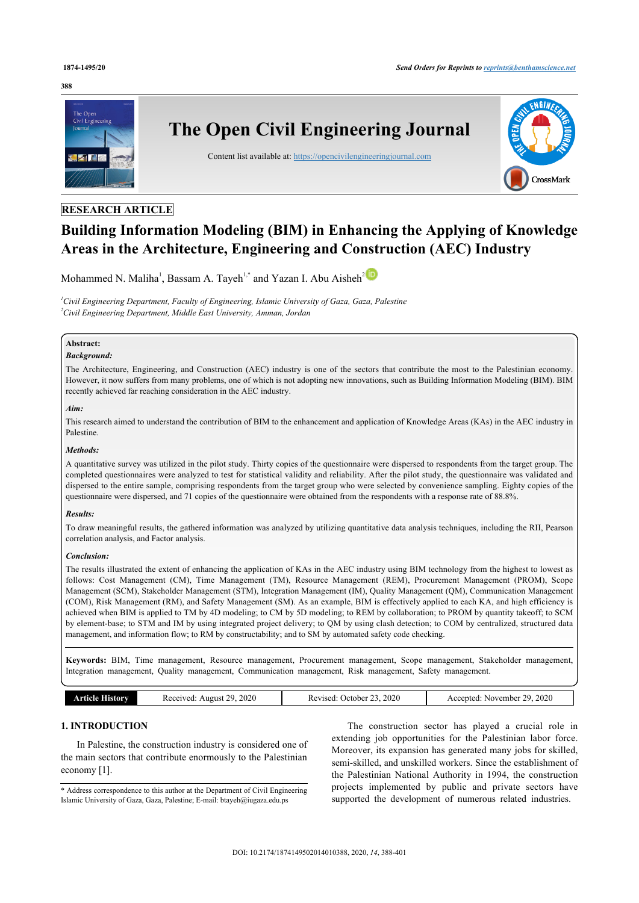# Building Information Modeling (BIM) in Enhancing the Applying of Knowledge Areas in the Architecture, Engineering and Construction (AEC) Industry

Mohammed N. Maliha[1], Bassam A. Tayeh[1,*] and Yazan I. Abu Aisheh[2]

[1]*Civil Engineering Department, Faculty of Engineering, Islamic University of Gaza, Gaza, Palestine*
[2]*Civil Engineering Department, Middle East University, Amman, Jordan*

**RESEARCH ARTICLE**

**Abstract:**

***Background:***

The Architecture, Engineering, and Construction (AEC) industry is one of the sectors that contribute the most to the Palestinian economy. However, it now suffers from many problems, one of which is not adopting new innovations, such as Building Information Modeling (BIM). BIM recently achieved far reaching consideration in the AEC industry.

***Aim:***

This research aimed to understand the contribution of BIM to the enhancement and application of Knowledge Areas (KAs) in the AEC industry in Palestine.

***Methods:***

A quantitative survey was utilized in the pilot study. Thirty copies of the questionnaire were dispersed to respondents from the target group. The completed questionnaires were analyzed to test for statistical validity and reliability. After the pilot study, the questionnaire was validated and dispersed to the entire sample, comprising respondents from the target group who were selected by convenience sampling. Eighty copies of the questionnaire were dispersed, and 71 copies of the questionnaire were obtained from the respondents with a response rate of 88.8%.

***Results:***

To draw meaningful results, the gathered information was analyzed by utilizing quantitative data analysis techniques, including the RII, Pearson correlation analysis, and Factor analysis.

***Conclusion:***

The results illustrated the extent of enhancing the application of KAs in the AEC industry using BIM technology from the highest to lowest as follows: Cost Management (CM), Time Management (TM), Resource Management (REM), Procurement Management (PROM), Scope Management (SCM), Stakeholder Management (STM), Integration Management (IM), Quality Management (QM), Communication Management (COM), Risk Management (RM), and Safety Management (SM). As an example, BIM is effectively applied to each KA, and high efficiency is achieved when BIM is applied to TM by 4D modeling; to CM by 5D modeling; to REM by collaboration; to PROM by quantity takeoff; to SCM by element-base; to STM and IM by using integrated project delivery; to QM by using clash detection; to COM by centralized, structured data management, and information flow; to RM by constructability; and to SM by automated safety code checking.

**Keywords:** BIM, Time management, Resource management, Procurement management, Scope management, Stakeholder management, Integration management, Quality management, Communication management, Risk management, Safety management.

| Article History | Received: August 29, 2020 | Revised: October 23, 2020 | Accepted: November 29, 2020 |
|---|---|---|---|

## 1. INTRODUCTION

In Palestine, the construction industry is considered one of the main sectors that contribute enormously to the Palestinian economy [1].

The construction sector has played a crucial role in extending job opportunities for the Palestinian labor force. Moreover, its expansion has generated many jobs for skilled, semi-skilled, and unskilled workers. Since the establishment of the Palestinian National Authority in 1994, the construction projects implemented by public and private sectors have supported the development of numerous related industries.

\* Address correspondence to this author at the Department of Civil Engineering Islamic University of Gaza, Gaza, Palestine; E-mail: btayeh@iugaza.edu.ps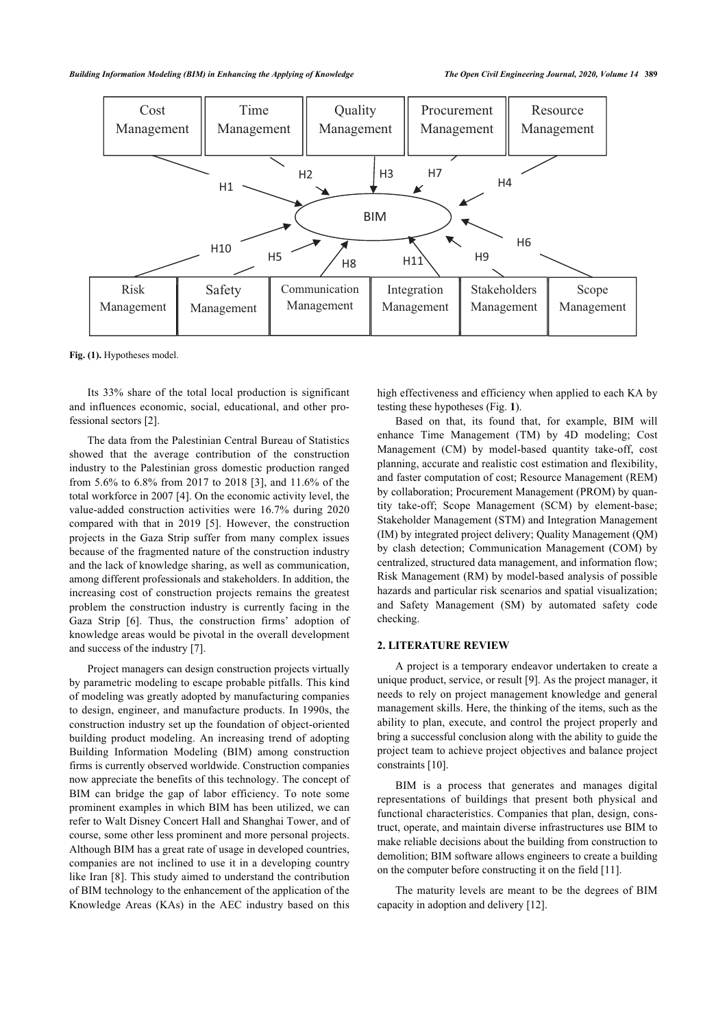Fig. (1). Hypotheses model.

Its 33% share of the total local production is significant and influences economic, social, educational, and other professional sectors [2].

The data from the Palestinian Central Bureau of Statistics showed that the average contribution of the construction industry to the Palestinian gross domestic production ranged from 5.6% to 6.8% from 2017 to 2018 [3], and 11.6% of the total workforce in 2007 [4]. On the economic activity level, the value-added construction activities were 16.7% during 2020 compared with that in 2019 [5]. However, the construction projects in the Gaza Strip suffer from many complex issues because of the fragmented nature of the construction industry and the lack of knowledge sharing, as well as communication, among different professionals and stakeholders. In addition, the increasing cost of construction projects remains the greatest problem the construction industry is currently facing in the Gaza Strip [6]. Thus, the construction firms' adoption of knowledge areas would be pivotal in the overall development and success of the industry [7].

Project managers can design construction projects virtually by parametric modeling to escape probable pitfalls. This kind of modeling was greatly adopted by manufacturing companies to design, engineer, and manufacture products. In 1990s, the construction industry set up the foundation of object-oriented building product modeling. An increasing trend of adopting Building Information Modeling (BIM) among construction firms is currently observed worldwide. Construction companies now appreciate the benefits of this technology. The concept of BIM can bridge the gap of labor efficiency. To note some prominent examples in which BIM has been utilized, we can refer to Walt Disney Concert Hall and Shanghai Tower, and of course, some other less prominent and more personal projects. Although BIM has a great rate of usage in developed countries, companies are not inclined to use it in a developing country like Iran [8]. This study aimed to understand the contribution of BIM technology to the enhancement of the application of the Knowledge Areas (KAs) in the AEC industry based on this high effectiveness and efficiency when applied to each KA by testing these hypotheses (Fig. **1**).

Based on that, its found that, for example, BIM will enhance Time Management (TM) by 4D modeling; Cost Management (CM) by model-based quantity take-off, cost planning, accurate and realistic cost estimation and flexibility, and faster computation of cost; Resource Management (REM) by collaboration; Procurement Management (PROM) by quantity take-off; Scope Management (SCM) by element-base; Stakeholder Management (STM) and Integration Management (IM) by integrated project delivery; Quality Management (QM) by clash detection; Communication Management (COM) by centralized, structured data management, and information flow; Risk Management (RM) by model-based analysis of possible hazards and particular risk scenarios and spatial visualization; and Safety Management (SM) by automated safety code checking.

## 2. LITERATURE REVIEW

A project is a temporary endeavor undertaken to create a unique product, service, or result [9]. As the project manager, it needs to rely on project management knowledge and general management skills. Here, the thinking of the items, such as the ability to plan, execute, and control the project properly and bring a successful conclusion along with the ability to guide the project team to achieve project objectives and balance project constraints [10].

BIM is a process that generates and manages digital representations of buildings that present both physical and functional characteristics. Companies that plan, design, construct, operate, and maintain diverse infrastructures use BIM to make reliable decisions about the building from construction to demolition; BIM software allows engineers to create a building on the computer before constructing it on the field [11].

The maturity levels are meant to be the degrees of BIM capacity in adoption and delivery [12].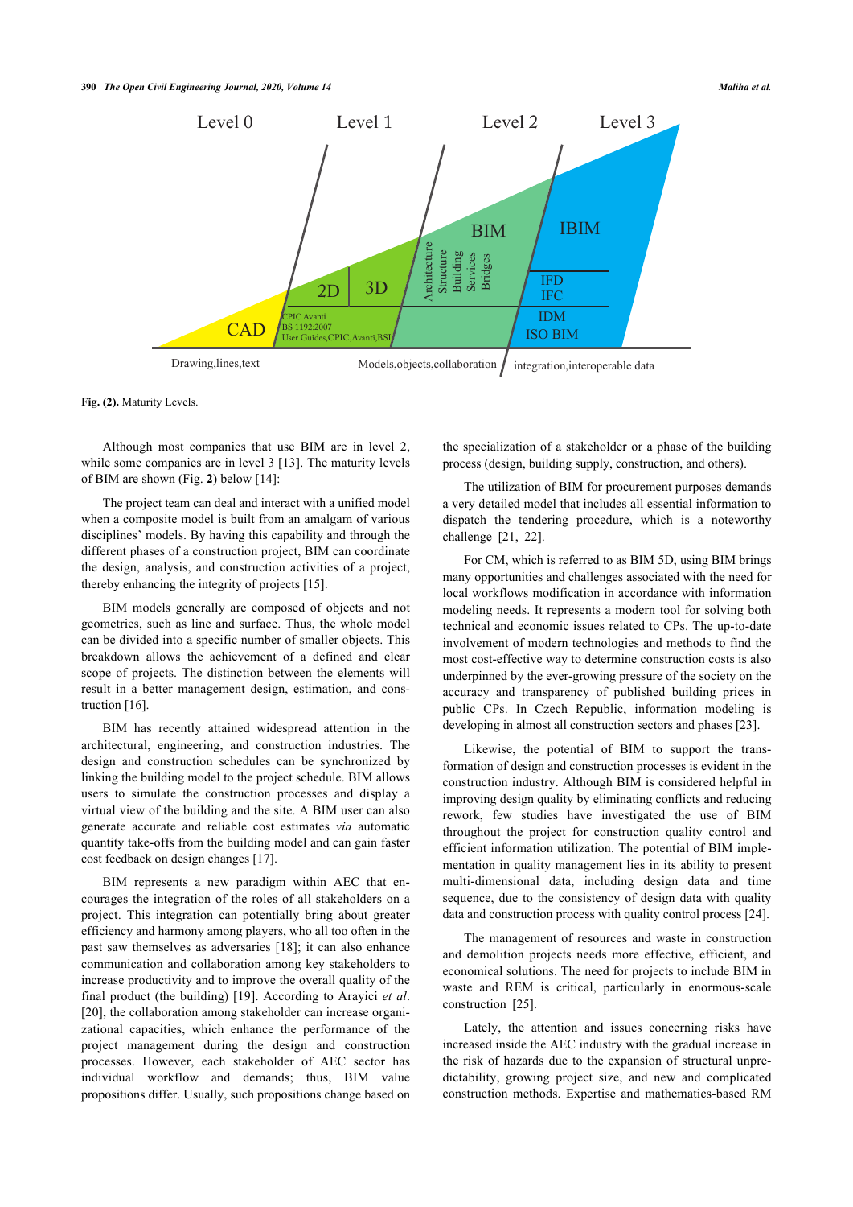Level 0
Level 1
Level 2
Level 3
CAD
2D
3D
BIM
IBIM
Architecture
Structure
Building
Services
Bridges
CPIC Avanti
BS 1192:2007
User Guides,CPIC,Avanti,BSI
IFD
IFC
IDM
ISO BIM
Drawing,lines,text
Models,objects,collaboration
integration,interoperable data

**Fig. (2).** Maturity Levels.

Although most companies that use BIM are in level 2, while some companies are in level 3 [13]. The maturity levels of BIM are shown (Fig. **2**) below [14]:

The project team can deal and interact with a unified model when a composite model is built from an amalgam of various disciplines' models. By having this capability and through the different phases of a construction project, BIM can coordinate the design, analysis, and construction activities of a project, thereby enhancing the integrity of projects [15].

BIM models generally are composed of objects and not geometries, such as line and surface. Thus, the whole model can be divided into a specific number of smaller objects. This breakdown allows the achievement of a defined and clear scope of projects. The distinction between the elements will result in a better management design, estimation, and construction [16].

BIM has recently attained widespread attention in the architectural, engineering, and construction industries. The design and construction schedules can be synchronized by linking the building model to the project schedule. BIM allows users to simulate the construction processes and display a virtual view of the building and the site. A BIM user can also generate accurate and reliable cost estimates *via* automatic quantity take-offs from the building model and can gain faster cost feedback on design changes [17].

BIM represents a new paradigm within AEC that encourages the integration of the roles of all stakeholders on a project. This integration can potentially bring about greater efficiency and harmony among players, who all too often in the past saw themselves as adversaries [18]; it can also enhance communication and collaboration among key stakeholders to increase productivity and to improve the overall quality of the final product (the building) [19]. According to Arayici *et al*. [20], the collaboration among stakeholder can increase organizational capacities, which enhance the performance of the project management during the design and construction processes. However, each stakeholder of AEC sector has individual workflow and demands; thus, BIM value propositions differ. Usually, such propositions change based on the specialization of a stakeholder or a phase of the building process (design, building supply, construction, and others).

The utilization of BIM for procurement purposes demands a very detailed model that includes all essential information to dispatch the tendering procedure, which is a noteworthy challenge [21, 22].

For CM, which is referred to as BIM 5D, using BIM brings many opportunities and challenges associated with the need for local workflows modification in accordance with information modeling needs. It represents a modern tool for solving both technical and economic issues related to CPs. The up-to-date involvement of modern technologies and methods to find the most cost-effective way to determine construction costs is also underpinned by the ever-growing pressure of the society on the accuracy and transparency of published building prices in public CPs. In Czech Republic, information modeling is developing in almost all construction sectors and phases [23].

Likewise, the potential of BIM to support the transformation of design and construction processes is evident in the construction industry. Although BIM is considered helpful in improving design quality by eliminating conflicts and reducing rework, few studies have investigated the use of BIM throughout the project for construction quality control and efficient information utilization. The potential of BIM implementation in quality management lies in its ability to present multi-dimensional data, including design data and time sequence, due to the consistency of design data with quality data and construction process with quality control process [24].

The management of resources and waste in construction and demolition projects needs more effective, efficient, and economical solutions. The need for projects to include BIM in waste and REM is critical, particularly in enormous-scale construction [25].

Lately, the attention and issues concerning risks have increased inside the AEC industry with the gradual increase in the risk of hazards due to the expansion of structural unpredictability, growing project size, and new and complicated construction methods. Expertise and mathematics-based RM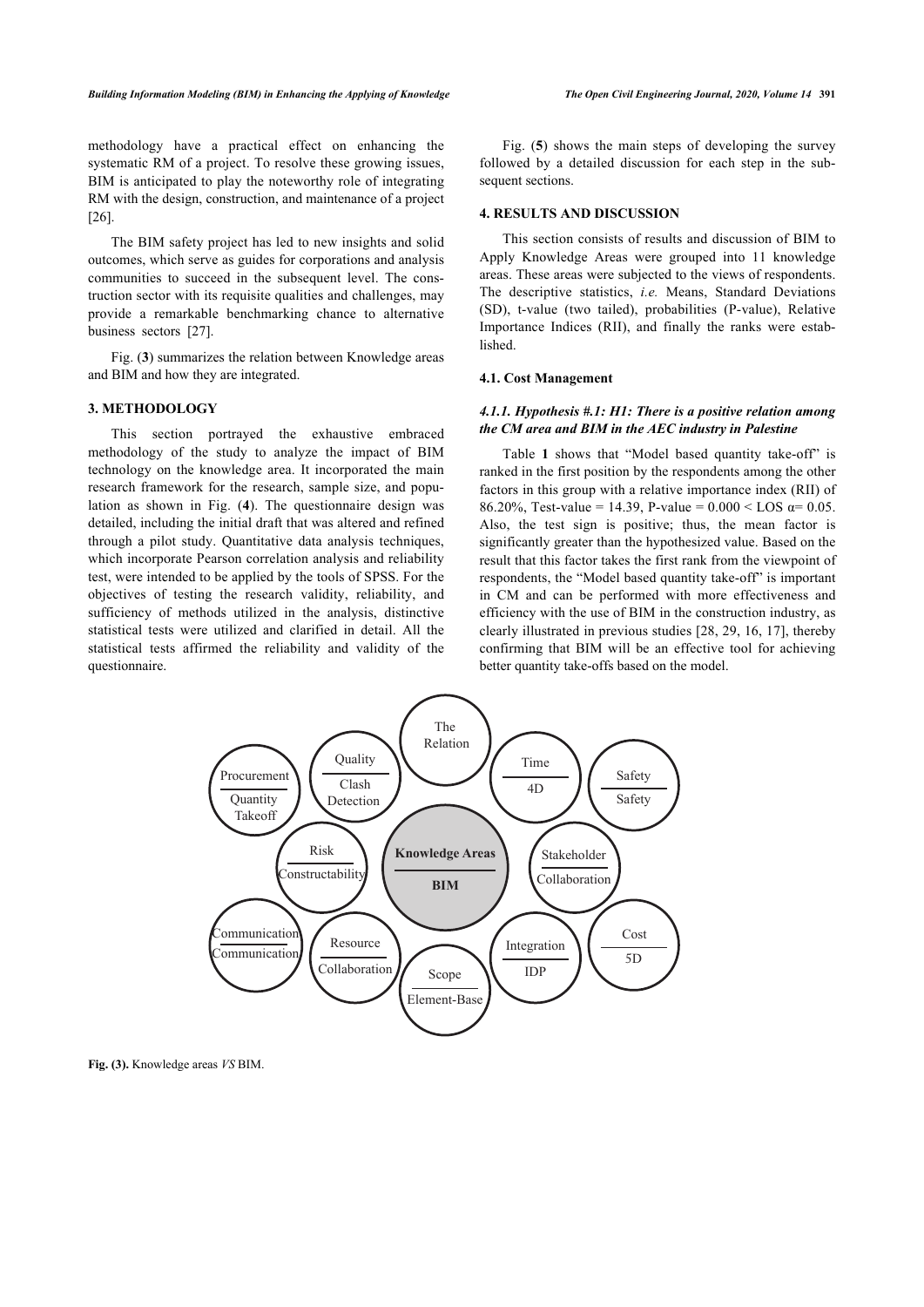methodology have a practical effect on enhancing the systematic RM of a project. To resolve these growing issues, BIM is anticipated to play the noteworthy role of integrating RM with the design, construction, and maintenance of a project [26].

The BIM safety project has led to new insights and solid outcomes, which serve as guides for corporations and analysis communities to succeed in the subsequent level. The construction sector with its requisite qualities and challenges, may provide a remarkable benchmarking chance to alternative business sectors [27].

Fig. (**3**) summarizes the relation between Knowledge areas and BIM and how they are integrated.

## 3. METHODOLOGY

This section portrayed the exhaustive embraced methodology of the study to analyze the impact of BIM technology on the knowledge area. It incorporated the main research framework for the research, sample size, and population as shown in Fig. (**4**). The questionnaire design was detailed, including the initial draft that was altered and refined through a pilot study. Quantitative data analysis techniques, which incorporate Pearson correlation analysis and reliability test, were intended to be applied by the tools of SPSS. For the objectives of testing the research validity, reliability, and sufficiency of methods utilized in the analysis, distinctive statistical tests were utilized and clarified in detail. All the statistical tests affirmed the reliability and validity of the questionnaire.

Fig. (**5**) shows the main steps of developing the survey followed by a detailed discussion for each step in the subsequent sections.

## 4. RESULTS AND DISCUSSION

This section consists of results and discussion of BIM to Apply Knowledge Areas were grouped into 11 knowledge areas. These areas were subjected to the views of respondents. The descriptive statistics, *i.e.* Means, Standard Deviations (SD), t-value (two tailed), probabilities (P-value), Relative Importance Indices (RII), and finally the ranks were established.

### 4.1. Cost Management

#### *4.1.1. Hypothesis #.1: H1: There is a positive relation among the CM area and BIM in the AEC industry in Palestine*

Table **1** shows that "Model based quantity take-off" is ranked in the first position by the respondents among the other factors in this group with a relative importance index (RII) of 86.20%, Test-value = 14.39, P-value = 0.000 < LOS $\alpha$= 0.05. Also, the test sign is positive; thus, the mean factor is significantly greater than the hypothesized value. Based on the result that this factor takes the first rank from the viewpoint of respondents, the "Model based quantity take-off" is important in CM and can be performed with more effectiveness and efficiency with the use of BIM in the construction industry, as clearly illustrated in previous studies [28, 29, 16, 17], thereby confirming that BIM will be an effective tool for achieving better quantity take-offs based on the model.

The Relation
Quality / Clash Detection
Time / 4D
Procurement / Quantity Takeoff
Safety / Safety
Risk / Constructability
Knowledge Areas / BIM
Stakeholder / Collaboration
Communication / Communication
Resource / Collaboration
Integration / IDP
Cost / 5D
Scope / Element-Base

**Fig. (3).** Knowledge areas *VS* BIM.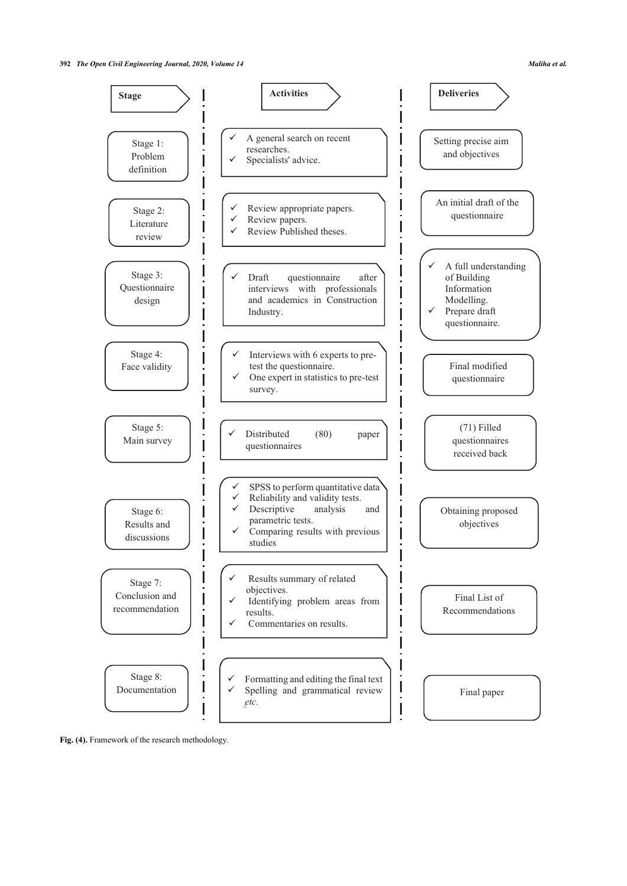Stage

Activities

Deliveries

Stage 1: Problem definition

- ✓ A general search on recent researches.
- ✓ Specialists' advice.

Setting precise aim and objectives

Stage 2: Literature review

- ✓ Review appropriate papers.
- ✓ Review papers.
- ✓ Review Published theses.

An initial draft of the questionnaire

Stage 3: Questionnaire design

- ✓ Draft questionnaire after interviews with professionals and academics in Construction Industry.

- ✓ A full understanding of Building Information Modelling.
- ✓ Prepare draft questionnaire.

Stage 4: Face validity

- ✓ Interviews with 6 experts to pre-test the questionnaire.
- ✓ One expert in statistics to pre-test survey.

Final modified questionnaire

Stage 5: Main survey

- ✓ Distributed (80) paper questionnaires

(71) Filled questionnaires received back

Stage 6: Results and discussions

- ✓ SPSS to perform quantitative data
- ✓ Reliability and validity tests.
- ✓ Descriptive analysis and parametric tests.
- ✓ Comparing results with previous studies

Obtaining proposed objectives

Stage 7: Conclusion and recommendation

- ✓ Results summary of related objectives.
- ✓ Identifying problem areas from results.
- ✓ Commentaries on results.

Final List of Recommendations

Stage 8: Documentation

- ✓ Formatting and editing the final text
- ✓ Spelling and grammatical review *etc*.

Final paper

**Fig. (4).** Framework of the research methodology.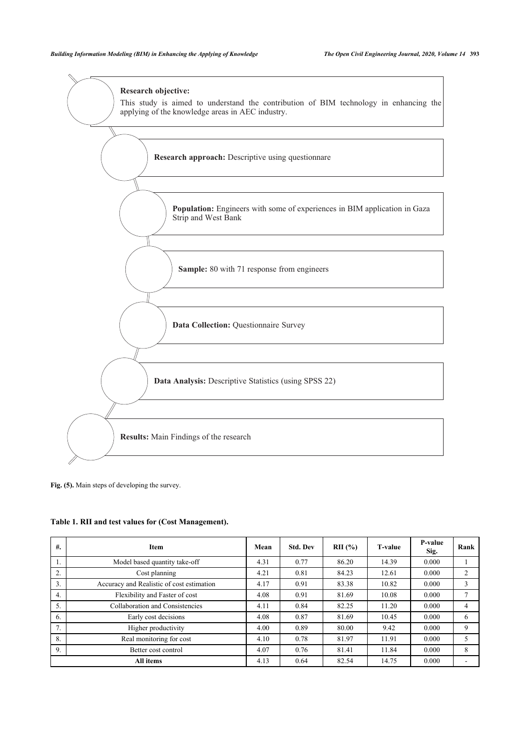**Research objective:**

This study is aimed to understand the contribution of BIM technology in enhancing the applying of the knowledge areas in AEC industry.

**Research approach:** Descriptive using questionnaire

**Population:** Engineers with some of experiences in BIM application in Gaza Strip and West Bank

**Sample:** 80 with 71 response from engineers

**Data Collection:** Questionnaire Survey

**Data Analysis:** Descriptive Statistics (using SPSS 22)

**Results:** Main Findings of the research

**Fig. (5).** Main steps of developing the survey.

**Table 1. RII and test values for (Cost Management).**

| #. | Item | Mean | Std. Dev | RII (%) | T-value | P-value Sig. | Rank |
|---|---|---|---|---|---|---|---|
| 1. | Model based quantity take-off | 4.31 | 0.77 | 86.20 | 14.39 | 0.000 | 1 |
| 2. | Cost planning | 4.21 | 0.81 | 84.23 | 12.61 | 0.000 | 2 |
| 3. | Accuracy and Realistic of cost estimation | 4.17 | 0.91 | 83.38 | 10.82 | 0.000 | 3 |
| 4. | Flexibility and Faster of cost | 4.08 | 0.91 | 81.69 | 10.08 | 0.000 | 7 |
| 5. | Collaboration and Consistencies | 4.11 | 0.84 | 82.25 | 11.20 | 0.000 | 4 |
| 6. | Early cost decisions | 4.08 | 0.87 | 81.69 | 10.45 | 0.000 | 6 |
| 7. | Higher productivity | 4.00 | 0.89 | 80.00 | 9.42 | 0.000 | 9 |
| 8. | Real monitoring for cost | 4.10 | 0.78 | 81.97 | 11.91 | 0.000 | 5 |
| 9. | Better cost control | 4.07 | 0.76 | 81.41 | 11.84 | 0.000 | 8 |
| All items | | 4.13 | 0.64 | 82.54 | 14.75 | 0.000 | - |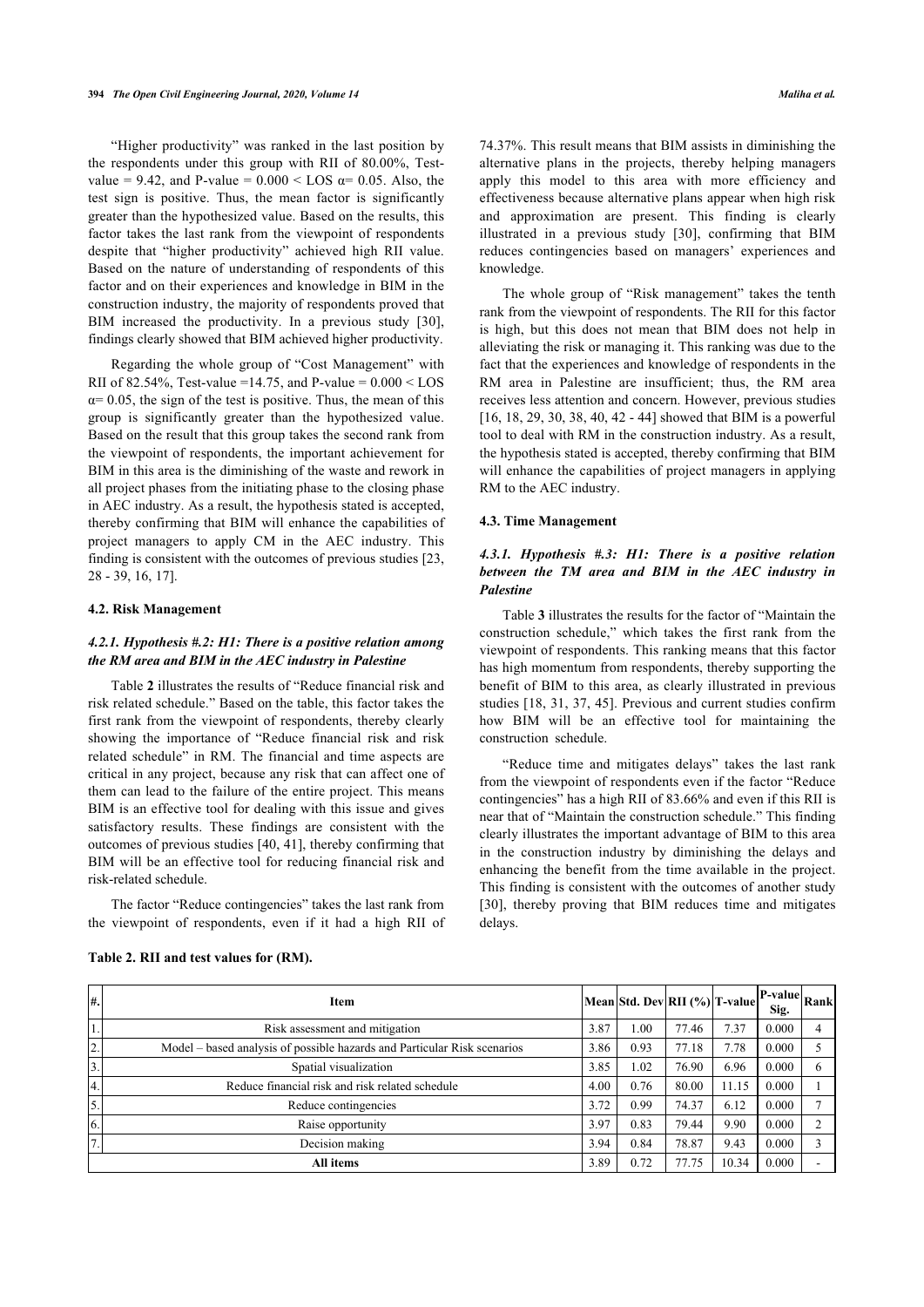"Higher productivity" was ranked in the last position by the respondents under this group with RII of 80.00%, Test-value = 9.42, and P-value = 0.000 < LOS α= 0.05. Also, the test sign is positive. Thus, the mean factor is significantly greater than the hypothesized value. Based on the results, this factor takes the last rank from the viewpoint of respondents despite that "higher productivity" achieved high RII value. Based on the nature of understanding of respondents of this factor and on their experiences and knowledge in BIM in the construction industry, the majority of respondents proved that BIM increased the productivity. In a previous study [30], findings clearly showed that BIM achieved higher productivity.

Regarding the whole group of "Cost Management" with RII of 82.54%, Test-value =14.75, and P-value = 0.000 < LOS α= 0.05, the sign of the test is positive. Thus, the mean of this group is significantly greater than the hypothesized value. Based on the result that this group takes the second rank from the viewpoint of respondents, the important achievement for BIM in this area is the diminishing of the waste and rework in all project phases from the initiating phase to the closing phase in AEC industry. As a result, the hypothesis stated is accepted, thereby confirming that BIM will enhance the capabilities of project managers to apply CM in the AEC industry. This finding is consistent with the outcomes of previous studies [23, 28 - 39, 16, 17].

### 4.2. Risk Management

#### *4.2.1. Hypothesis #.2: H1: There is a positive relation among the RM area and BIM in the AEC industry in Palestine*

Table **2** illustrates the results of "Reduce financial risk and risk related schedule." Based on the table, this factor takes the first rank from the viewpoint of respondents, thereby clearly showing the importance of "Reduce financial risk and risk related schedule" in RM. The financial and time aspects are critical in any project, because any risk that can affect one of them can lead to the failure of the entire project. This means BIM is an effective tool for dealing with this issue and gives satisfactory results. These findings are consistent with the outcomes of previous studies [40, 41], thereby confirming that BIM will be an effective tool for reducing financial risk and risk-related schedule.

The factor "Reduce contingencies" takes the last rank from the viewpoint of respondents, even if it had a high RII of 74.37%. This result means that BIM assists in diminishing the alternative plans in the projects, thereby helping managers apply this model to this area with more efficiency and effectiveness because alternative plans appear when high risk and approximation are present. This finding is clearly illustrated in a previous study [30], confirming that BIM reduces contingencies based on managers' experiences and knowledge.

The whole group of "Risk management" takes the tenth rank from the viewpoint of respondents. The RII for this factor is high, but this does not mean that BIM does not help in alleviating the risk or managing it. This ranking was due to the fact that the experiences and knowledge of respondents in the RM area in Palestine are insufficient; thus, the RM area receives less attention and concern. However, previous studies [16, 18, 29, 30, 38, 40, 42 - 44] showed that BIM is a powerful tool to deal with RM in the construction industry. As a result, the hypothesis stated is accepted, thereby confirming that BIM will enhance the capabilities of project managers in applying RM to the AEC industry.

### 4.3. Time Management

#### *4.3.1. Hypothesis #.3: H1: There is a positive relation between the TM area and BIM in the AEC industry in Palestine*

Table **3** illustrates the results for the factor of "Maintain the construction schedule," which takes the first rank from the viewpoint of respondents. This ranking means that this factor has high momentum from respondents, thereby supporting the benefit of BIM to this area, as clearly illustrated in previous studies [18, 31, 37, 45]. Previous and current studies confirm how BIM will be an effective tool for maintaining the construction schedule.

"Reduce time and mitigates delays" takes the last rank from the viewpoint of respondents even if the factor "Reduce contingencies" has a high RII of 83.66% and even if this RII is near that of "Maintain the construction schedule." This finding clearly illustrates the important advantage of BIM to this area in the construction industry by diminishing the delays and enhancing the benefit from the time available in the project. This finding is consistent with the outcomes of another study [30], thereby proving that BIM reduces time and mitigates delays.

**Table 2. RII and test values for (RM).**

| #. | Item | Mean | Std. Dev | RII (%) | T-value | P-value Sig. | Rank |
|---|---|---|---|---|---|---|---|
| 1. | Risk assessment and mitigation | 3.87 | 1.00 | 77.46 | 7.37 | 0.000 | 4 |
| 2. | Model – based analysis of possible hazards and Particular Risk scenarios | 3.86 | 0.93 | 77.18 | 7.78 | 0.000 | 5 |
| 3. | Spatial visualization | 3.85 | 1.02 | 76.90 | 6.96 | 0.000 | 6 |
| 4. | Reduce financial risk and risk related schedule | 4.00 | 0.76 | 80.00 | 11.15 | 0.000 | 1 |
| 5. | Reduce contingencies | 3.72 | 0.99 | 74.37 | 6.12 | 0.000 | 7 |
| 6. | Raise opportunity | 3.97 | 0.83 | 79.44 | 9.90 | 0.000 | 2 |
| 7. | Decision making | 3.94 | 0.84 | 78.87 | 9.43 | 0.000 | 3 |
| | **All items** | 3.89 | 0.72 | 77.75 | 10.34 | 0.000 | - |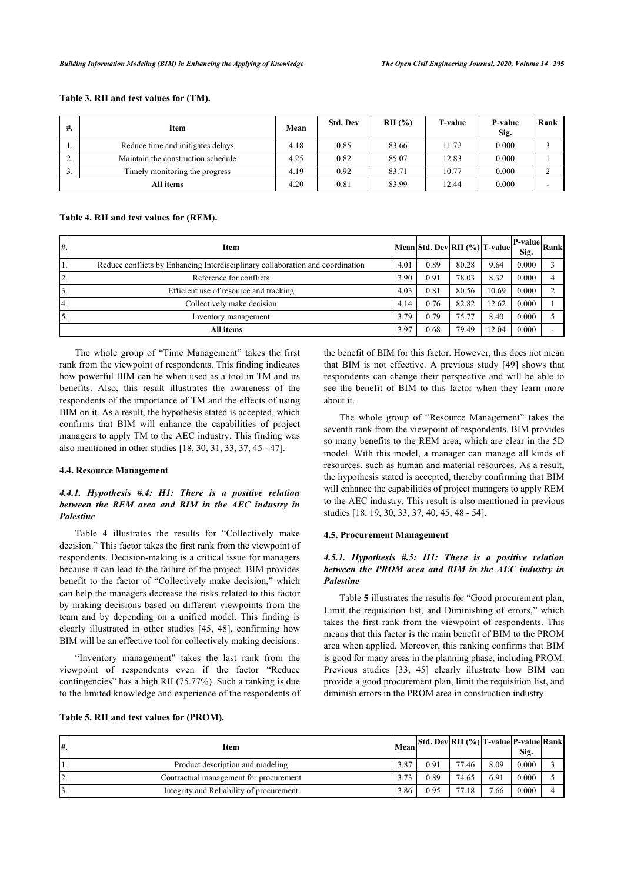**Table 3. RII and test values for (TM).**

| #. | Item | Mean | Std. Dev | RII (%) | T-value | P-value Sig. | Rank |
|---|---|---|---|---|---|---|---|
| 1. | Reduce time and mitigates delays | 4.18 | 0.85 | 83.66 | 11.72 | 0.000 | 3 |
| 2. | Maintain the construction schedule | 4.25 | 0.82 | 85.07 | 12.83 | 0.000 | 1 |
| 3. | Timely monitoring the progress | 4.19 | 0.92 | 83.71 | 10.77 | 0.000 | 2 |
| All items | | 4.20 | 0.81 | 83.99 | 12.44 | 0.000 | - |

**Table 4. RII and test values for (REM).**

| #. | Item | Mean | Std. Dev | RII (%) | T-value | P-value Sig. | Rank |
|---|---|---|---|---|---|---|---|
| 1. | Reduce conflicts by Enhancing Interdisciplinary collaboration and coordination | 4.01 | 0.89 | 80.28 | 9.64 | 0.000 | 3 |
| 2. | Reference for conflicts | 3.90 | 0.91 | 78.03 | 8.32 | 0.000 | 4 |
| 3. | Efficient use of resource and tracking | 4.03 | 0.81 | 80.56 | 10.69 | 0.000 | 2 |
| 4. | Collectively make decision | 4.14 | 0.76 | 82.82 | 12.62 | 0.000 | 1 |
| 5. | Inventory management | 3.79 | 0.79 | 75.77 | 8.40 | 0.000 | 5 |
| All items | | 3.97 | 0.68 | 79.49 | 12.04 | 0.000 | - |

The whole group of "Time Management" takes the first rank from the viewpoint of respondents. This finding indicates how powerful BIM can be when used as a tool in TM and its benefits. Also, this result illustrates the awareness of the respondents of the importance of TM and the effects of using BIM on it. As a result, the hypothesis stated is accepted, which confirms that BIM will enhance the capabilities of project managers to apply TM to the AEC industry. This finding was also mentioned in other studies [18, 30, 31, 33, 37, 45 - 47].

### 4.4. Resource Management

#### *4.4.1. Hypothesis #.4: H1: There is a positive relation between the REM area and BIM in the AEC industry in Palestine*

Table **4** illustrates the results for "Collectively make decision." This factor takes the first rank from the viewpoint of respondents. Decision-making is a critical issue for managers because it can lead to the failure of the project. BIM provides benefit to the factor of "Collectively make decision," which can help the managers decrease the risks related to this factor by making decisions based on different viewpoints from the team and by depending on a unified model. This finding is clearly illustrated in other studies [45, 48], confirming how BIM will be an effective tool for collectively making decisions.

"Inventory management" takes the last rank from the viewpoint of respondents even if the factor "Reduce contingencies" has a high RII (75.77%). Such a ranking is due to the limited knowledge and experience of the respondents of the benefit of BIM for this factor. However, this does not mean that BIM is not effective. A previous study [49] shows that respondents can change their perspective and will be able to see the benefit of BIM to this factor when they learn more about it.

The whole group of "Resource Management" takes the seventh rank from the viewpoint of respondents. BIM provides so many benefits to the REM area, which are clear in the 5D model. With this model, a manager can manage all kinds of resources, such as human and material resources. As a result, the hypothesis stated is accepted, thereby confirming that BIM will enhance the capabilities of project managers to apply REM to the AEC industry. This result is also mentioned in previous studies [18, 19, 30, 33, 37, 40, 45, 48 - 54].

### 4.5. Procurement Management

#### *4.5.1. Hypothesis #.5: H1: There is a positive relation between the PROM area and BIM in the AEC industry in Palestine*

Table **5** illustrates the results for "Good procurement plan, Limit the requisition list, and Diminishing of errors," which takes the first rank from the viewpoint of respondents. This means that this factor is the main benefit of BIM to the PROM area when applied. Moreover, this ranking confirms that BIM is good for many areas in the planning phase, including PROM. Previous studies [33, 45] clearly illustrate how BIM can provide a good procurement plan, limit the requisition list, and diminish errors in the PROM area in construction industry.

**Table 5. RII and test values for (PROM).**

| #. | Item | Mean | Std. Dev | RII (%) | T-value | P-value Sig. | Rank |
|---|---|---|---|---|---|---|---|
| 1. | Product description and modeling | 3.87 | 0.91 | 77.46 | 8.09 | 0.000 | 3 |
| 2. | Contractual management for procurement | 3.73 | 0.89 | 74.65 | 6.91 | 0.000 | 5 |
| 3. | Integrity and Reliability of procurement | 3.86 | 0.95 | 77.18 | 7.66 | 0.000 | 4 |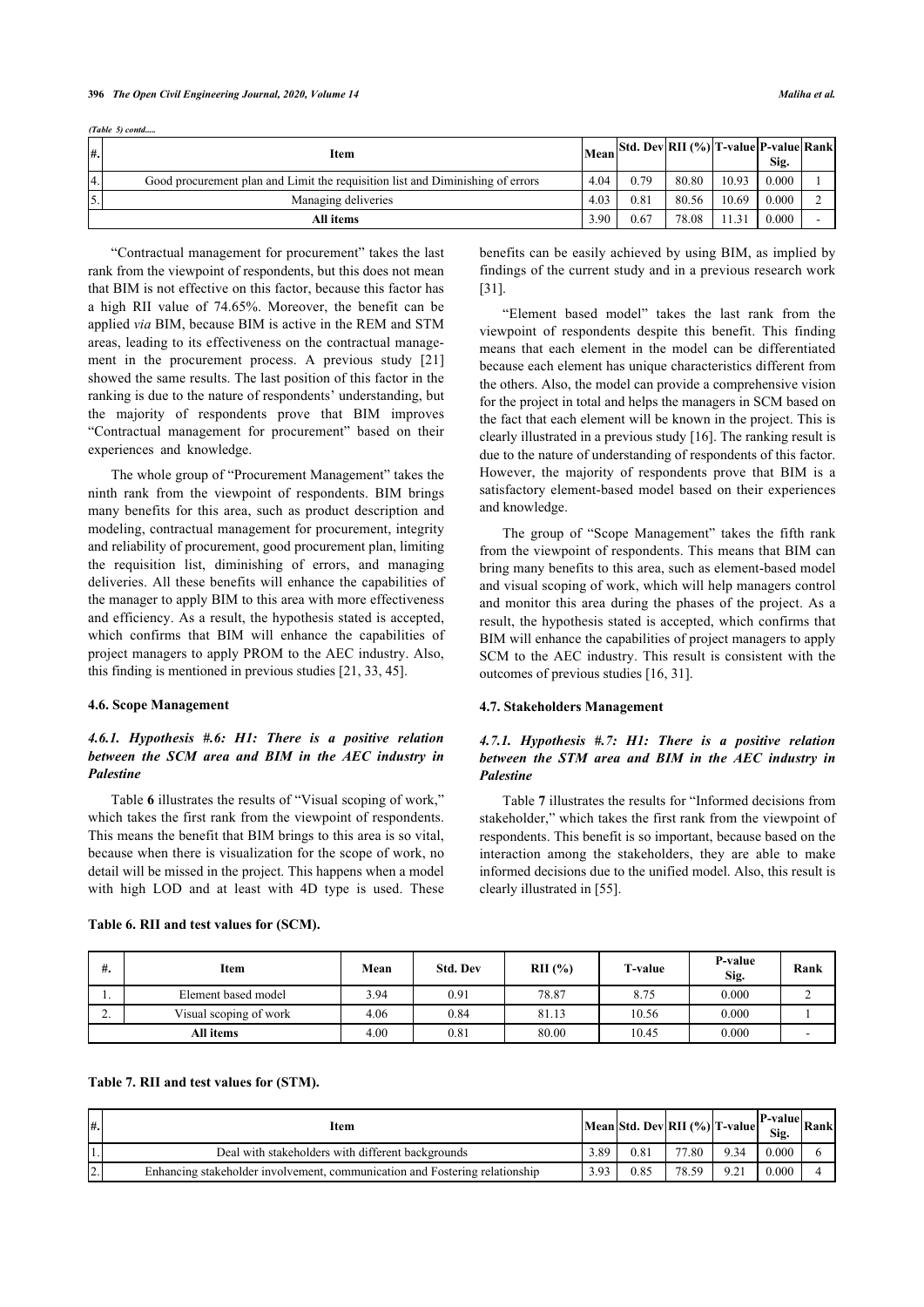*(Table 5) contd.....*

| #. | Item | Mean | Std. Dev | RII (%) | T-value | P-value Sig. | Rank |
|---|---|---|---|---|---|---|---|
| 4. | Good procurement plan and Limit the requisition list and Diminishing of errors | 4.04 | 0.79 | 80.80 | 10.93 | 0.000 | 1 |
| 5. | Managing deliveries | 4.03 | 0.81 | 80.56 | 10.69 | 0.000 | 2 |
| All items | | 3.90 | 0.67 | 78.08 | 11.31 | 0.000 | - |

"Contractual management for procurement" takes the last rank from the viewpoint of respondents, but this does not mean that BIM is not effective on this factor, because this factor has a high RII value of 74.65%. Moreover, the benefit can be applied *via* BIM, because BIM is active in the REM and STM areas, leading to its effectiveness on the contractual management in the procurement process. A previous study [21] showed the same results. The last position of this factor in the ranking is due to the nature of respondents' understanding, but the majority of respondents prove that BIM improves "Contractual management for procurement" based on their experiences and knowledge.

The whole group of "Procurement Management" takes the ninth rank from the viewpoint of respondents. BIM brings many benefits for this area, such as product description and modeling, contractual management for procurement, integrity and reliability of procurement, good procurement plan, limiting the requisition list, diminishing of errors, and managing deliveries. All these benefits will enhance the capabilities of the manager to apply BIM to this area with more effectiveness and efficiency. As a result, the hypothesis stated is accepted, which confirms that BIM will enhance the capabilities of project managers to apply PROM to the AEC industry. Also, this finding is mentioned in previous studies [21, 33, 45].

### 4.6. Scope Management

#### *4.6.1. Hypothesis #.6: H1: There is a positive relation between the SCM area and BIM in the AEC industry in Palestine*

Table **6** illustrates the results of "Visual scoping of work," which takes the first rank from the viewpoint of respondents. This means the benefit that BIM brings to this area is so vital, because when there is visualization for the scope of work, no detail will be missed in the project. This happens when a model with high LOD and at least with 4D type is used. These benefits can be easily achieved by using BIM, as implied by findings of the current study and in a previous research work [31].

"Element based model" takes the last rank from the viewpoint of respondents despite this benefit. This finding means that each element in the model can be differentiated because each element has unique characteristics different from the others. Also, the model can provide a comprehensive vision for the project in total and helps the managers in SCM based on the fact that each element will be known in the project. This is clearly illustrated in a previous study [16]. The ranking result is due to the nature of understanding of respondents of this factor. However, the majority of respondents prove that BIM is a satisfactory element-based model based on their experiences and knowledge.

The group of "Scope Management" takes the fifth rank from the viewpoint of respondents. This means that BIM can bring many benefits to this area, such as element-based model and visual scoping of work, which will help managers control and monitor this area during the phases of the project. As a result, the hypothesis stated is accepted, which confirms that BIM will enhance the capabilities of project managers to apply SCM to the AEC industry. This result is consistent with the outcomes of previous studies [16, 31].

### 4.7. Stakeholders Management

#### *4.7.1. Hypothesis #.7: H1: There is a positive relation between the STM area and BIM in the AEC industry in Palestine*

Table **7** illustrates the results for "Informed decisions from stakeholder," which takes the first rank from the viewpoint of respondents. This benefit is so important, because based on the interaction among the stakeholders, they are able to make informed decisions due to the unified model. Also, this result is clearly illustrated in [55].

**Table 6. RII and test values for (SCM).**

| #. | Item | Mean | Std. Dev | RII (%) | T-value | P-value Sig. | Rank |
|---|---|---|---|---|---|---|---|
| 1. | Element based model | 3.94 | 0.91 | 78.87 | 8.75 | 0.000 | 2 |
| 2. | Visual scoping of work | 4.06 | 0.84 | 81.13 | 10.56 | 0.000 | 1 |
| All items | | 4.00 | 0.81 | 80.00 | 10.45 | 0.000 | - |

**Table 7. RII and test values for (STM).**

| #. | Item | Mean | Std. Dev | RII (%) | T-value | P-value Sig. | Rank |
|---|---|---|---|---|---|---|---|
| 1. | Deal with stakeholders with different backgrounds | 3.89 | 0.81 | 77.80 | 9.34 | 0.000 | 6 |
| 2. | Enhancing stakeholder involvement, communication and Fostering relationship | 3.93 | 0.85 | 78.59 | 9.21 | 0.000 | 4 |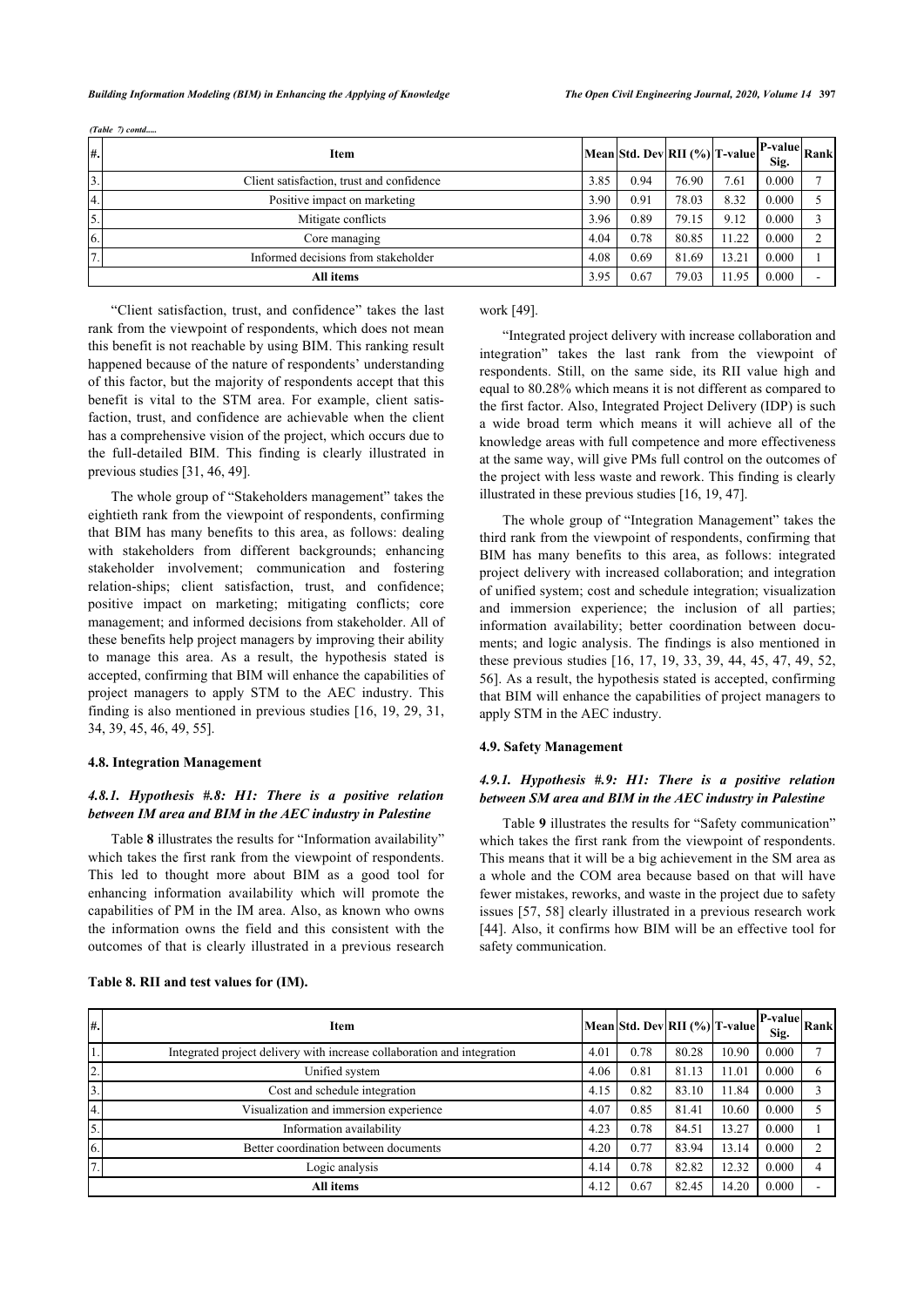*(Table 7) contd.....*

| #. | Item | Mean | Std. Dev | RII (%) | T-value | P-value Sig. | Rank |
|---|---|---|---|---|---|---|---|
| 3. | Client satisfaction, trust and confidence | 3.85 | 0.94 | 76.90 | 7.61 | 0.000 | 7 |
| 4. | Positive impact on marketing | 3.90 | 0.91 | 78.03 | 8.32 | 0.000 | 5 |
| 5. | Mitigate conflicts | 3.96 | 0.89 | 79.15 | 9.12 | 0.000 | 3 |
| 6. | Core managing | 4.04 | 0.78 | 80.85 | 11.22 | 0.000 | 2 |
| 7. | Informed decisions from stakeholder | 4.08 | 0.69 | 81.69 | 13.21 | 0.000 | 1 |
| | All items | 3.95 | 0.67 | 79.03 | 11.95 | 0.000 | - |

"Client satisfaction, trust, and confidence" takes the last rank from the viewpoint of respondents, which does not mean this benefit is not reachable by using BIM. This ranking result happened because of the nature of respondents' understanding of this factor, but the majority of respondents accept that this benefit is vital to the STM area. For example, client satisfaction, trust, and confidence are achievable when the client has a comprehensive vision of the project, which occurs due to the full-detailed BIM. This finding is clearly illustrated in previous studies [31, 46, 49].

The whole group of "Stakeholders management" takes the eightieth rank from the viewpoint of respondents, confirming that BIM has many benefits to this area, as follows: dealing with stakeholders from different backgrounds; enhancing stakeholder involvement; communication and fostering relation-ships; client satisfaction, trust, and confidence; positive impact on marketing; mitigating conflicts; core management; and informed decisions from stakeholder. All of these benefits help project managers by improving their ability to manage this area. As a result, the hypothesis stated is accepted, confirming that BIM will enhance the capabilities of project managers to apply STM to the AEC industry. This finding is also mentioned in previous studies [16, 19, 29, 31, 34, 39, 45, 46, 49, 55].

### 4.8. Integration Management

#### *4.8.1. Hypothesis #.8: H1: There is a positive relation between IM area and BIM in the AEC industry in Palestine*

Table **8** illustrates the results for "Information availability" which takes the first rank from the viewpoint of respondents. This led to thought more about BIM as a good tool for enhancing information availability which will promote the capabilities of PM in the IM area. Also, as known who owns the information owns the field and this consistent with the outcomes of that is clearly illustrated in a previous research work [49].

"Integrated project delivery with increase collaboration and integration" takes the last rank from the viewpoint of respondents. Still, on the same side, its RII value high and equal to 80.28% which means it is not different as compared to the first factor. Also, Integrated Project Delivery (IDP) is such a wide broad term which means it will achieve all of the knowledge areas with full competence and more effectiveness at the same way, will give PMs full control on the outcomes of the project with less waste and rework. This finding is clearly illustrated in these previous studies [16, 19, 47].

The whole group of "Integration Management" takes the third rank from the viewpoint of respondents, confirming that BIM has many benefits to this area, as follows: integrated project delivery with increased collaboration; and integration of unified system; cost and schedule integration; visualization and immersion experience; the inclusion of all parties; information availability; better coordination between documents; and logic analysis. The findings is also mentioned in these previous studies [16, 17, 19, 33, 39, 44, 45, 47, 49, 52, 56]. As a result, the hypothesis stated is accepted, confirming that BIM will enhance the capabilities of project managers to apply STM in the AEC industry.

### 4.9. Safety Management

#### *4.9.1. Hypothesis #.9: H1: There is a positive relation between SM area and BIM in the AEC industry in Palestine*

Table **9** illustrates the results for "Safety communication" which takes the first rank from the viewpoint of respondents. This means that it will be a big achievement in the SM area as a whole and the COM area because based on that will have fewer mistakes, reworks, and waste in the project due to safety issues [57, 58] clearly illustrated in a previous research work [44]. Also, it confirms how BIM will be an effective tool for safety communication.

**Table 8. RII and test values for (IM).**

| #. | Item | Mean | Std. Dev | RII (%) | T-value | P-value Sig. | Rank |
|---|---|---|---|---|---|---|---|
| 1. | Integrated project delivery with increase collaboration and integration | 4.01 | 0.78 | 80.28 | 10.90 | 0.000 | 7 |
| 2. | Unified system | 4.06 | 0.81 | 81.13 | 11.01 | 0.000 | 6 |
| 3. | Cost and schedule integration | 4.15 | 0.82 | 83.10 | 11.84 | 0.000 | 3 |
| 4. | Visualization and immersion experience | 4.07 | 0.85 | 81.41 | 10.60 | 0.000 | 5 |
| 5. | Information availability | 4.23 | 0.78 | 84.51 | 13.27 | 0.000 | 1 |
| 6. | Better coordination between documents | 4.20 | 0.77 | 83.94 | 13.14 | 0.000 | 2 |
| 7. | Logic analysis | 4.14 | 0.78 | 82.82 | 12.32 | 0.000 | 4 |
| | All items | 4.12 | 0.67 | 82.45 | 14.20 | 0.000 | - |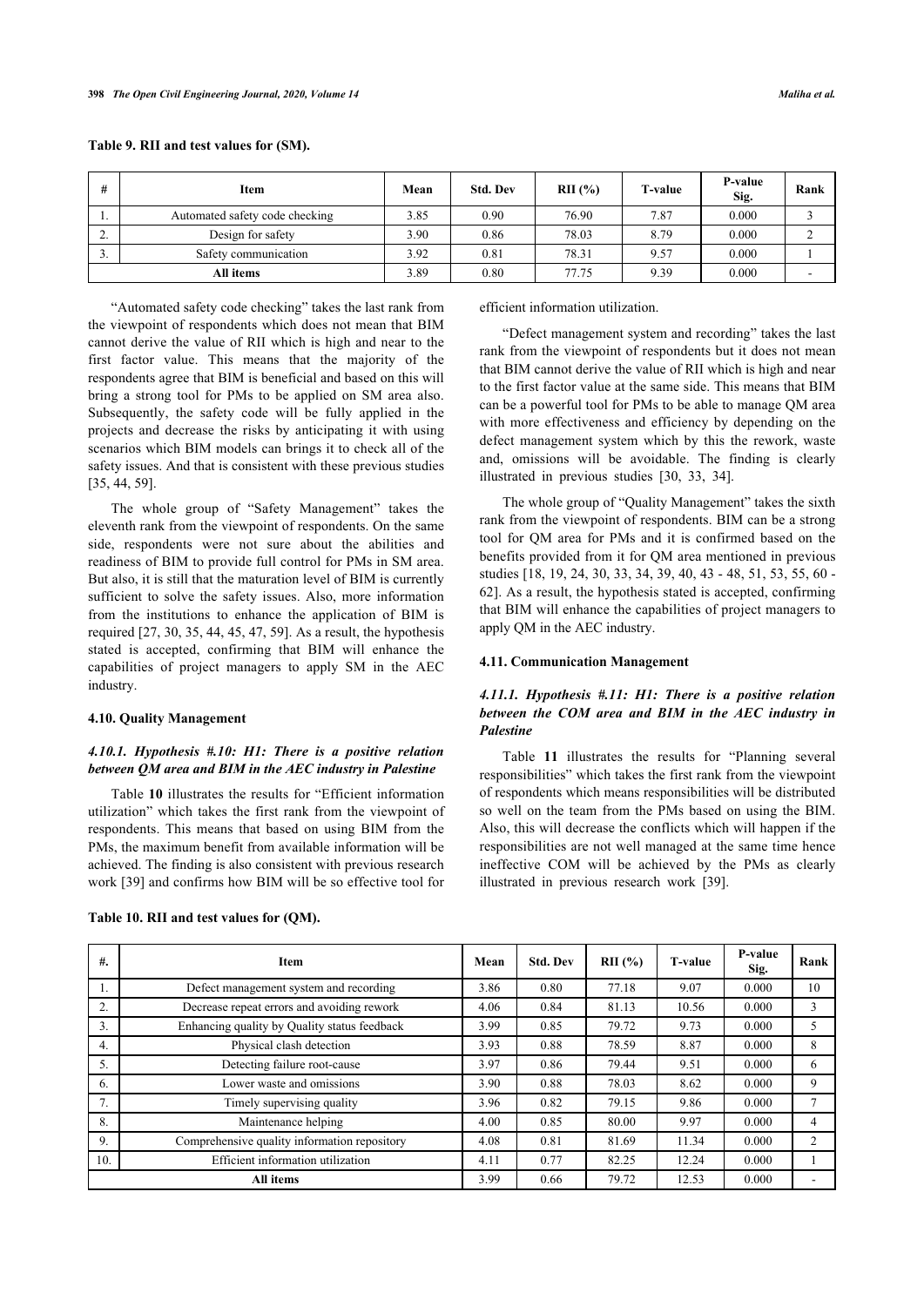**Table 9. RII and test values for (SM).**

| # | Item | Mean | Std. Dev | RII (%) | T-value | P-value Sig. | Rank |
|---|---|---|---|---|---|---|---|
| 1. | Automated safety code checking | 3.85 | 0.90 | 76.90 | 7.87 | 0.000 | 3 |
| 2. | Design for safety | 3.90 | 0.86 | 78.03 | 8.79 | 0.000 | 2 |
| 3. | Safety communication | 3.92 | 0.81 | 78.31 | 9.57 | 0.000 | 1 |
| All items | | 3.89 | 0.80 | 77.75 | 9.39 | 0.000 | - |

"Automated safety code checking" takes the last rank from the viewpoint of respondents which does not mean that BIM cannot derive the value of RII which is high and near to the first factor value. This means that the majority of the respondents agree that BIM is beneficial and based on this will bring a strong tool for PMs to be applied on SM area also. Subsequently, the safety code will be fully applied in the projects and decrease the risks by anticipating it with using scenarios which BIM models can brings it to check all of the safety issues. And that is consistent with these previous studies [35, 44, 59].

The whole group of "Safety Management" takes the eleventh rank from the viewpoint of respondents. On the same side, respondents were not sure about the abilities and readiness of BIM to provide full control for PMs in SM area. But also, it is still that the maturation level of BIM is currently sufficient to solve the safety issues. Also, more information from the institutions to enhance the application of BIM is required [27, 30, 35, 44, 45, 47, 59]. As a result, the hypothesis stated is accepted, confirming that BIM will enhance the capabilities of project managers to apply SM in the AEC industry.

### 4.10. Quality Management

#### *4.10.1. Hypothesis #.10: H1: There is a positive relation between QM area and BIM in the AEC industry in Palestine*

Table **10** illustrates the results for "Efficient information utilization" which takes the first rank from the viewpoint of respondents. This means that based on using BIM from the PMs, the maximum benefit from available information will be achieved. The finding is also consistent with previous research work [39] and confirms how BIM will be so effective tool for efficient information utilization.

"Defect management system and recording" takes the last rank from the viewpoint of respondents but it does not mean that BIM cannot derive the value of RII which is high and near to the first factor value at the same side. This means that BIM can be a powerful tool for PMs to be able to manage QM area with more effectiveness and efficiency by depending on the defect management system which by this the rework, waste and, omissions will be avoidable. The finding is clearly illustrated in previous studies [30, 33, 34].

The whole group of "Quality Management" takes the sixth rank from the viewpoint of respondents. BIM can be a strong tool for QM area for PMs and it is confirmed based on the benefits provided from it for QM area mentioned in previous studies [18, 19, 24, 30, 33, 34, 39, 40, 43 - 48, 51, 53, 55, 60 - 62]. As a result, the hypothesis stated is accepted, confirming that BIM will enhance the capabilities of project managers to apply QM in the AEC industry.

### 4.11. Communication Management

#### *4.11.1. Hypothesis #.11: H1: There is a positive relation between the COM area and BIM in the AEC industry in Palestine*

Table **11** illustrates the results for "Planning several responsibilities" which takes the first rank from the viewpoint of respondents which means responsibilities will be distributed so well on the team from the PMs based on using the BIM. Also, this will decrease the conflicts which will happen if the responsibilities are not well managed at the same time hence ineffective COM will be achieved by the PMs as clearly illustrated in previous research work [39].

**Table 10. RII and test values for (QM).**

| #. | Item | Mean | Std. Dev | RII (%) | T-value | P-value Sig. | Rank |
|---|---|---|---|---|---|---|---|
| 1. | Defect management system and recording | 3.86 | 0.80 | 77.18 | 9.07 | 0.000 | 10 |
| 2. | Decrease repeat errors and avoiding rework | 4.06 | 0.84 | 81.13 | 10.56 | 0.000 | 3 |
| 3. | Enhancing quality by Quality status feedback | 3.99 | 0.85 | 79.72 | 9.73 | 0.000 | 5 |
| 4. | Physical clash detection | 3.93 | 0.88 | 78.59 | 8.87 | 0.000 | 8 |
| 5. | Detecting failure root-cause | 3.97 | 0.86 | 79.44 | 9.51 | 0.000 | 6 |
| 6. | Lower waste and omissions | 3.90 | 0.88 | 78.03 | 8.62 | 0.000 | 9 |
| 7. | Timely supervising quality | 3.96 | 0.82 | 79.15 | 9.86 | 0.000 | 7 |
| 8. | Maintenance helping | 4.00 | 0.85 | 80.00 | 9.97 | 0.000 | 4 |
| 9. | Comprehensive quality information repository | 4.08 | 0.81 | 81.69 | 11.34 | 0.000 | 2 |
| 10. | Efficient information utilization | 4.11 | 0.77 | 82.25 | 12.24 | 0.000 | 1 |
| All items | | 3.99 | 0.66 | 79.72 | 12.53 | 0.000 | - |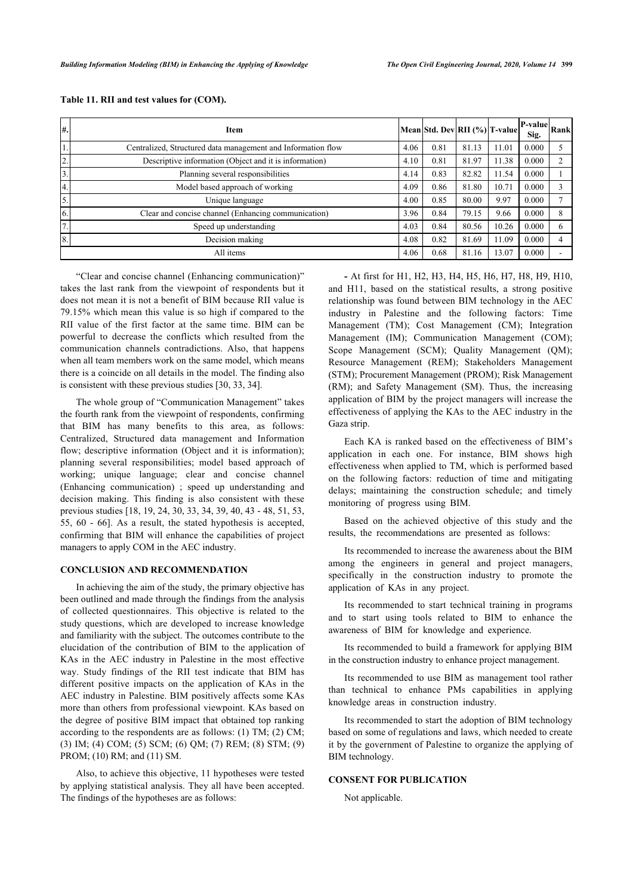**Table 11. RII and test values for (COM).**

| #. | Item | Mean | Std. Dev | RII (%) | T-value | P-value Sig. | Rank |
|---|---|---|---|---|---|---|---|
| 1. | Centralized, Structured data management and Information flow | 4.06 | 0.81 | 81.13 | 11.01 | 0.000 | 5 |
| 2. | Descriptive information (Object and it is information) | 4.10 | 0.81 | 81.97 | 11.38 | 0.000 | 2 |
| 3. | Planning several responsibilities | 4.14 | 0.83 | 82.82 | 11.54 | 0.000 | 1 |
| 4. | Model based approach of working | 4.09 | 0.86 | 81.80 | 10.71 | 0.000 | 3 |
| 5. | Unique language | 4.00 | 0.85 | 80.00 | 9.97 | 0.000 | 7 |
| 6. | Clear and concise channel (Enhancing communication) | 3.96 | 0.84 | 79.15 | 9.66 | 0.000 | 8 |
| 7. | Speed up understanding | 4.03 | 0.84 | 80.56 | 10.26 | 0.000 | 6 |
| 8. | Decision making | 4.08 | 0.82 | 81.69 | 11.09 | 0.000 | 4 |
| | All items | 4.06 | 0.68 | 81.16 | 13.07 | 0.000 | - |

"Clear and concise channel (Enhancing communication)" takes the last rank from the viewpoint of respondents but it does not mean it is not a benefit of BIM because RII value is 79.15% which mean this value is so high if compared to the RII value of the first factor at the same time. BIM can be powerful to decrease the conflicts which resulted from the communication channels contradictions. Also, that happens when all team members work on the same model, which means there is a coincide on all details in the model. The finding also is consistent with these previous studies [30, 33, 34].

The whole group of "Communication Management" takes the fourth rank from the viewpoint of respondents, confirming that BIM has many benefits to this area, as follows: Centralized, Structured data management and Information flow; descriptive information (Object and it is information); planning several responsibilities; model based approach of working; unique language; clear and concise channel (Enhancing communication) ; speed up understanding and decision making. This finding is also consistent with these previous studies [18, 19, 24, 30, 33, 34, 39, 40, 43 - 48, 51, 53, 55, 60 - 66]. As a result, the stated hypothesis is accepted, confirming that BIM will enhance the capabilities of project managers to apply COM in the AEC industry.

## CONCLUSION AND RECOMMENDATION

In achieving the aim of the study, the primary objective has been outlined and made through the findings from the analysis of collected questionnaires. This objective is related to the study questions, which are developed to increase knowledge and familiarity with the subject. The outcomes contribute to the elucidation of the contribution of BIM to the application of KAs in the AEC industry in Palestine in the most effective way. Study findings of the RII test indicate that BIM has different positive impacts on the application of KAs in the AEC industry in Palestine. BIM positively affects some KAs more than others from professional viewpoint. KAs based on the degree of positive BIM impact that obtained top ranking according to the respondents are as follows: (1) TM; (2) CM; (3) IM; (4) COM; (5) SCM; (6) QM; (7) REM; (8) STM; (9) PROM; (10) RM; and (11) SM.

Also, to achieve this objective, 11 hypotheses were tested by applying statistical analysis. They all have been accepted. The findings of the hypotheses are as follows:

- At first for H1, H2, H3, H4, H5, H6, H7, H8, H9, H10, and H11, based on the statistical results, a strong positive relationship was found between BIM technology in the AEC industry in Palestine and the following factors: Time Management (TM); Cost Management (CM); Integration Management (IM); Communication Management (COM); Scope Management (SCM); Quality Management (QM); Resource Management (REM); Stakeholders Management (STM); Procurement Management (PROM); Risk Management (RM); and Safety Management (SM). Thus, the increasing application of BIM by the project managers will increase the effectiveness of applying the KAs to the AEC industry in the Gaza strip.

Each KA is ranked based on the effectiveness of BIM's application in each one. For instance, BIM shows high effectiveness when applied to TM, which is performed based on the following factors: reduction of time and mitigating delays; maintaining the construction schedule; and timely monitoring of progress using BIM.

Based on the achieved objective of this study and the results, the recommendations are presented as follows:

Its recommended to increase the awareness about the BIM among the engineers in general and project managers, specifically in the construction industry to promote the application of KAs in any project.

Its recommended to start technical training in programs and to start using tools related to BIM to enhance the awareness of BIM for knowledge and experience.

Its recommended to build a framework for applying BIM in the construction industry to enhance project management.

Its recommended to use BIM as management tool rather than technical to enhance PMs capabilities in applying knowledge areas in construction industry.

Its recommended to start the adoption of BIM technology based on some of regulations and laws, which needed to create it by the government of Palestine to organize the applying of BIM technology.

## CONSENT FOR PUBLICATION

Not applicable.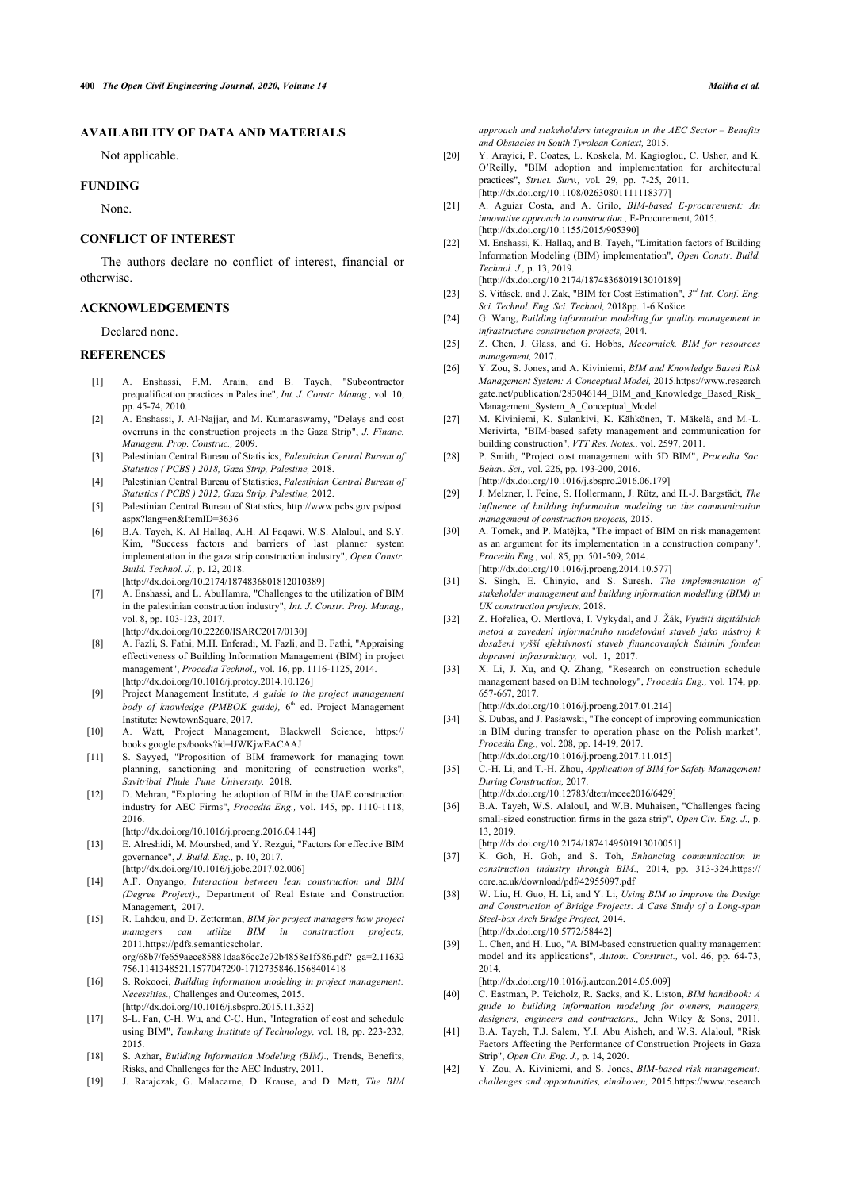## AVAILABILITY OF DATA AND MATERIALS

Not applicable.

## FUNDING

None.

## CONFLICT OF INTEREST

The authors declare no conflict of interest, financial or otherwise.

## ACKNOWLEDGEMENTS

Declared none.

## REFERENCES

[1] A. Enshassi, F.M. Arain, and B. Tayeh, "Subcontractor prequalification practices in Palestine", *Int. J. Constr. Manag.,* vol. 10, pp. 45-74, 2010.

[2] A. Enshassi, J. Al-Najjar, and M. Kumaraswamy, "Delays and cost overruns in the construction projects in the Gaza Strip", *J. Financ. Managem. Prop. Construc.,* 2009.

[3] Palestinian Central Bureau of Statistics, *Palestinian Central Bureau of Statistics ( PCBS ) 2018, Gaza Strip, Palestine,* 2018.

[4] Palestinian Central Bureau of Statistics, *Palestinian Central Bureau of Statistics ( PCBS ) 2012, Gaza Strip, Palestine,* 2012.

[5] Palestinian Central Bureau of Statistics, http://www.pcbs.gov.ps/post.aspx?lang=en&ItemID=3636

[6] B.A. Tayeh, K. Al Hallaq, A.H. Al Faqawi, W.S. Alaloul, and S.Y. Kim, "Success factors and barriers of last planner system implementation in the gaza strip construction industry", *Open Constr. Build. Technol. J.,* p. 12, 2018. [http://dx.doi.org/10.2174/1874836801812010389]

[7] A. Enshassi, and L. AbuHamra, "Challenges to the utilization of BIM in the palestinian construction industry", *Int. J. Constr. Proj. Manag.,* vol. 8, pp. 103-123, 2017. [http://dx.doi.org/10.22260/ISARC2017/0130]

[8] A. Fazli, S. Fathi, M.H. Enferadi, M. Fazli, and B. Fathi, "Appraising effectiveness of Building Information Management (BIM) in project management", *Procedia Technol.,* vol. 16, pp. 1116-1125, 2014. [http://dx.doi.org/10.1016/j.protcy.2014.10.126]

[9] Project Management Institute, *A guide to the project management body of knowledge (PMBOK guide),* 6th ed. Project Management Institute: NewtownSquare, 2017.

[10] A. Watt, Project Management, Blackwell Science, https://books.google.ps/books?id=lJWKjwEACAAJ

[11] S. Sayyed, "Proposition of BIM framework for managing town planning, sanctioning and monitoring of construction works", *Savitribai Phule Pune University,* 2018.

[12] D. Mehran, "Exploring the adoption of BIM in the UAE construction industry for AEC Firms", *Procedia Eng.,* vol. 145, pp. 1110-1118, 2016. [http://dx.doi.org/10.1016/j.proeng.2016.04.144]

[13] E. Alreshidi, M. Mourshed, and Y. Rezgui, "Factors for effective BIM governance", *J. Build. Eng.,* p. 10, 2017. [http://dx.doi.org/10.1016/j.jobe.2017.02.006]

[14] A.F. Onyango, *Interaction between lean construction and BIM (Degree Project).,* Department of Real Estate and Construction Management, 2017.

[15] R. Lahdou, and D. Zetterman, *BIM for project managers how project managers can utilize BIM in construction projects,* 2011.https://pdfs.semanticscholar.org/68b7/fe659aece85881daa86cc2c72b4858e1f586.pdf?_ga=2.11632756.1141348521.1577047290-1712735846.1568401418

[16] S. Rokooei, *Building information modeling in project management: Necessities.,* Challenges and Outcomes, 2015. [http://dx.doi.org/10.1016/j.sbspro.2015.11.332]

[17] S-L. Fan, C-H. Wu, and C-C. Hun, "Integration of cost and schedule using BIM", *Tamkang Institute of Technology,* vol. 18, pp. 223-232, 2015.

[18] S. Azhar, *Building Information Modeling (BIM).,* Trends, Benefits, Risks, and Challenges for the AEC Industry, 2011.

[19] J. Ratajczak, G. Malacarne, D. Krause, and D. Matt, *The BIM approach and stakeholders integration in the AEC Sector – Benefits and Obstacles in South Tyrolean Context,* 2015.

[20] Y. Arayici, P. Coates, L. Koskela, M. Kagioglou, C. Usher, and K. O'Reilly, "BIM adoption and implementation for architectural practices", *Struct. Surv.,* vol. 29, pp. 7-25, 2011. [http://dx.doi.org/10.1108/02630801111118377]

[21] A. Aguiar Costa, and A. Grilo, *BIM-based E-procurement: An innovative approach to construction.,* E-Procurement, 2015. [http://dx.doi.org/10.1155/2015/905390]

[22] M. Enshassi, K. Hallaq, and B. Tayeh, "Limitation factors of Building Information Modeling (BIM) implementation", *Open Constr. Build. Technol. J.,* p. 13, 2019. [http://dx.doi.org/10.2174/1874836801913010189]

[23] S. Vitásek, and J. Zak, "BIM for Cost Estimation", *3rd Int. Conf. Eng. Sci. Technol. Eng. Sci. Technol,* 2018pp. 1-6 Košice

[24] G. Wang, *Building information modeling for quality management in infrastructure construction projects,* 2014.

[25] Z. Chen, J. Glass, and G. Hobbs, *Mccormick, BIM for resources management,* 2017.

[26] Y. Zou, S. Jones, and A. Kiviniemi, *BIM and Knowledge Based Risk Management System: A Conceptual Model,* 2015.https://www.researchgate.net/publication/283046144_BIM_and_Knowledge_Based_Risk_Management_System_A_Conceptual_Model

[27] M. Kiviniemi, K. Sulankivi, K. Kähkönen, T. Mäkelä, and M.-L. Merivirta, "BIM-based safety management and communication for building construction", *VTT Res. Notes.,* vol. 2597, 2011.

[28] P. Smith, "Project cost management with 5D BIM", *Procedia Soc. Behav. Sci.,* vol. 226, pp. 193-200, 2016. [http://dx.doi.org/10.1016/j.sbspro.2016.06.179]

[29] J. Melzner, I. Feine, S. Hollermann, J. Rütz, and H.-J. Bargstädt, *The influence of building information modeling on the communication management of construction projects,* 2015.

[30] A. Tomek, and P. Matějka, "The impact of BIM on risk management as an argument for its implementation in a construction company", *Procedia Eng.,* vol. 85, pp. 501-509, 2014. [http://dx.doi.org/10.1016/j.proeng.2014.10.577]

[31] S. Singh, E. Chinyio, and S. Suresh, *The implementation of stakeholder management and building information modelling (BIM) in UK construction projects,* 2018.

[32] Z. Hořelica, O. Mertlová, I. Vykydal, and J. Žák, *Využití digitálních metod a zavedení informačního modelování staveb jako nástroj k dosažení vyšší efektivnosti staveb financovaných Státním fondem dopravní infrastruktury,* vol. 1, 2017.

[33] X. Li, J. Xu, and Q. Zhang, "Research on construction schedule management based on BIM technology", *Procedia Eng.,* vol. 174, pp. 657-667, 2017. [http://dx.doi.org/10.1016/j.proeng.2017.01.214]

[34] S. Dubas, and J. Pasławski, "The concept of improving communication in BIM during transfer to operation phase on the Polish market", *Procedia Eng.,* vol. 208, pp. 14-19, 2017. [http://dx.doi.org/10.1016/j.proeng.2017.11.015]

[35] C.-H. Li, and T.-H. Zhou, *Application of BIM for Safety Management During Construction,* 2017. [http://dx.doi.org/10.12783/dtetr/mcee2016/6429]

[36] B.A. Tayeh, W.S. Alaloul, and W.B. Muhaisen, "Challenges facing small-sized construction firms in the gaza strip", *Open Civ. Eng. J.,* p. 13, 2019. [http://dx.doi.org/10.2174/1874149501913010051]

[37] K. Goh, H. Goh, and S. Toh, *Enhancing communication in construction industry through BIM.,* 2014, pp. 313-324.https://core.ac.uk/download/pdf/42955097.pdf

[38] W. Liu, H. Guo, H. Li, and Y. Li, *Using BIM to Improve the Design and Construction of Bridge Projects: A Case Study of a Long-span Steel-box Arch Bridge Project,* 2014. [http://dx.doi.org/10.5772/58442]

[39] L. Chen, and H. Luo, "A BIM-based construction quality management model and its applications", *Autom. Construct.,* vol. 46, pp. 64-73, 2014. [http://dx.doi.org/10.1016/j.autcon.2014.05.009]

[40] C. Eastman, P. Teicholz, R. Sacks, and K. Liston, *BIM handbook: A guide to building information modeling for owners, managers, designers, engineers and contractors.,* John Wiley & Sons, 2011.

[41] B.A. Tayeh, T.J. Salem, Y.I. Abu Aisheh, and W.S. Alaloul, "Risk Factors Affecting the Performance of Construction Projects in Gaza Strip", *Open Civ. Eng. J.,* p. 14, 2020.

[42] Y. Zou, A. Kiviniemi, and S. Jones, *BIM-based risk management: challenges and opportunities, eindhoven,* 2015.https://www.research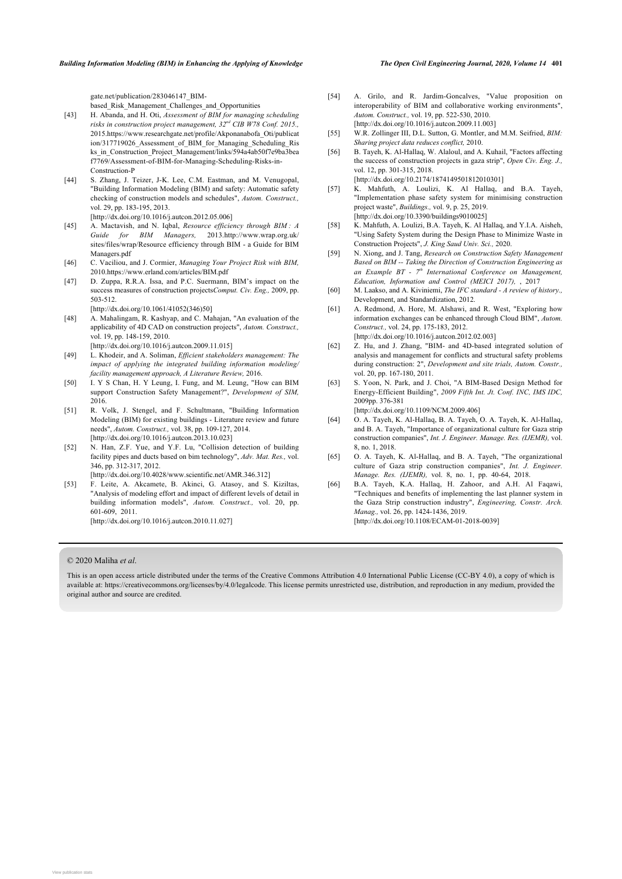gate.net/publication/283046147_BIM-based_Risk_Management_Challenges_and_Opportunities

[43] H. Abanda, and H. Oti, *Assessment of BIM for managing scheduling risks in construction project management, 32nd CIB W78 Conf. 2015.,* 2015.https://www.researchgate.net/profile/Akponanabofa_Oti/publication/317719026_Assessment_of_BIM_for_Managing_Scheduling_Risks_in_Construction_Project_Management/links/594a4ab50f7e9ba3beaf7769/Assessment-of-BIM-for-Managing-Scheduling-Risks-in-Construction-P

[44] S. Zhang, J. Teizer, J-K. Lee, C.M. Eastman, and M. Venugopal, "Building Information Modeling (BIM) and safety: Automatic safety checking of construction models and schedules", *Autom. Construct.,* vol. 29, pp. 183-195, 2013. [http://dx.doi.org/10.1016/j.autcon.2012.05.006]

[45] A. Mactavish, and N. Iqbal, *Resource efficiency through BIM : A Guide for BIM Managers,* 2013.http://www.wrap.org.uk/sites/files/wrap/Resource efficiency through BIM - a Guide for BIM Managers.pdf

[46] C. Vaciliou, and J. Cormier, *Managing Your Project Risk with BIM,* 2010.https://www.erland.com/articles/BIM.pdf

[47] D. Zuppa, R.R.A. Issa, and P.C. Suermann, BIM's impact on the success measures of construction projects*Comput. Civ. Eng.,* 2009, pp. 503-512. [http://dx.doi.org/10.1061/41052(346)50]

[48] A. Mahalingam, R. Kashyap, and C. Mahajan, "An evaluation of the applicability of 4D CAD on construction projects", *Autom. Construct.,* vol. 19, pp. 148-159, 2010. [http://dx.doi.org/10.1016/j.autcon.2009.11.015]

[49] L. Khodeir, and A. Soliman, *Efficient stakeholders management: The impact of applying the integrated building information modeling/ facility management approach, A Literature Review,* 2016.

[50] I. Y S Chan, H. Y Leung, I. Fung, and M. Leung, "How can BIM support Construction Safety Management?", *Development of SIM,* 2016.

[51] R. Volk, J. Stengel, and F. Schultmann, "Building Information Modeling (BIM) for existing buildings - Literature review and future needs", *Autom. Construct.,* vol. 38, pp. 109-127, 2014. [http://dx.doi.org/10.1016/j.autcon.2013.10.023]

[52] N. Han, Z.F. Yue, and Y.F. Lu, "Collision detection of building facility pipes and ducts based on bim technology", *Adv. Mat. Res.,* vol. 346, pp. 312-317, 2012. [http://dx.doi.org/10.4028/www.scientific.net/AMR.346.312]

[53] F. Leite, A. Akcamete, B. Akinci, G. Atasoy, and S. Kiziltas, "Analysis of modeling effort and impact of different levels of detail in building information models", *Autom. Construct.,* vol. 20, pp. 601-609, 2011. [http://dx.doi.org/10.1016/j.autcon.2010.11.027]

[54] A. Grilo, and R. Jardim-Goncalves, "Value proposition on interoperability of BIM and collaborative working environments", *Autom. Construct.,* vol. 19, pp. 522-530, 2010. [http://dx.doi.org/10.1016/j.autcon.2009.11.003]

[55] W.R. Zollinger III, D.L. Sutton, G. Montler, and M.M. Seifried, *BIM: Sharing project data reduces conflict,* 2010.

[56] B. Tayeh, K. Al-Hallaq, W. Alaloul, and A. Kuhail, "Factors affecting the success of construction projects in gaza strip", *Open Civ. Eng. J.,* vol. 12, pp. 301-315, 2018. [http://dx.doi.org/10.2174/1874149501812010301]

[57] K. Mahfuth, A. Loulizi, K. Al Hallaq, and B.A. Tayeh, "Implementation phase safety system for minimising construction project waste", *Buildings.,* vol. 9, p. 25, 2019. [http://dx.doi.org/10.3390/buildings9010025]

[58] K. Mahfuth, A. Loulizi, B.A. Tayeh, K. Al Hallaq, and Y.I.A. Aisheh, "Using Safety System during the Design Phase to Minimize Waste in Construction Projects", *J. King Saud Univ. Sci.,* 2020.

[59] N. Xiong, and J. Tang, *Research on Construction Safety Management Based on BIM -- Taking the Direction of Construction Engineering as an Example BT - 7th International Conference on Management, Education, Information and Control (MEICI 2017),* , 2017

[60] M. Laakso, and A. Kiviniemi, *The IFC standard - A review of history.,* Development, and Standardization, 2012.

[61] A. Redmond, A. Hore, M. Alshawi, and R. West, "Exploring how information exchanges can be enhanced through Cloud BIM", *Autom. Construct.,* vol. 24, pp. 175-183, 2012. [http://dx.doi.org/10.1016/j.autcon.2012.02.003]

[62] Z. Hu, and J. Zhang, "BIM- and 4D-based integrated solution of analysis and management for conflicts and structural safety problems during construction: 2", *Development and site trials, Autom. Constr.,* vol. 20, pp. 167-180, 2011.

[63] S. Yoon, N. Park, and J. Choi, "A BIM-Based Design Method for Energy-Efficient Building", *2009 Fifth Int. Jt. Conf. INC, IMS IDC,* 2009pp. 376-381 [http://dx.doi.org/10.1109/NCM.2009.406]

[64] O. A. Tayeh, K. Al-Hallaq, B. A. Tayeh, O. A. Tayeh, K. Al-Hallaq, and B. A. Tayeh, "Importance of organizational culture for Gaza strip construction companies", *Int. J. Engineer. Manage. Res. (IJEMR),* vol. 8, no. 1, 2018.

[65] O. A. Tayeh, K. Al-Hallaq, and B. A. Tayeh, "The organizational culture of Gaza strip construction companies", *Int. J. Engineer. Manage. Res. (IJEMR),* vol. 8, no. 1, pp. 40-64, 2018.

[66] B.A. Tayeh, K.A. Hallaq, H. Zahoor, and A.H. Al Faqawi, "Techniques and benefits of implementing the last planner system in the Gaza Strip construction industry", *Engineering, Constr. Arch. Manag.,* vol. 26, pp. 1424-1436, 2019. [http://dx.doi.org/10.1108/ECAM-01-2018-0039]

© 2020 Maliha *et al*.

This is an open access article distributed under the terms of the Creative Commons Attribution 4.0 International Public License (CC-BY 4.0), a copy of which is available at: https://creativecommons.org/licenses/by/4.0/legalcode. This license permits unrestricted use, distribution, and reproduction in any medium, provided the original author and source are credited.